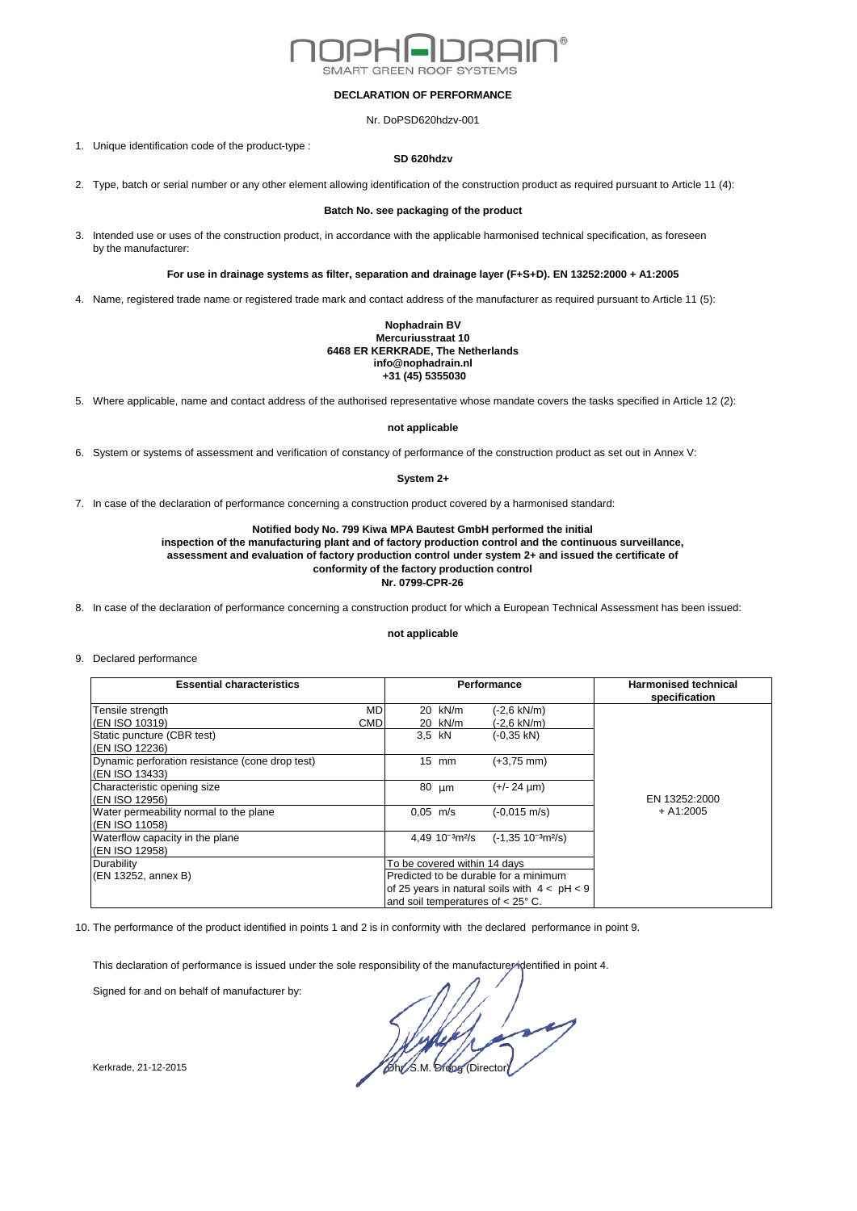NOPHADRAIN®
SMART GREEN ROOF SYSTEMS

# DECLARATION OF PERFORMANCE

Nr. DoPSD620hdzv-001

1. Unique identification code of the product-type :

   **SD 620hdzv**

2. Type, batch or serial number or any other element allowing identification of the construction product as required pursuant to Article 11 (4):

   **Batch No. see packaging of the product**

3. Intended use or uses of the construction product, in accordance with the applicable harmonised technical specification, as foreseen by the manufacturer:

   **For use in drainage systems as filter, separation and drainage layer (F+S+D). EN 13252:2000 + A1:2005**

4. Name, registered trade name or registered trade mark and contact address of the manufacturer as required pursuant to Article 11 (5):

   **Nophadrain BV**
   **Mercuriusstraat 10**
   **6468 ER KERKRADE, The Netherlands**
   **info@nophadrain.nl**
   **+31 (45) 5355030**

5. Where applicable, name and contact address of the authorised representative whose mandate covers the tasks specified in Article 12 (2):

   **not applicable**

6. System or systems of assessment and verification of constancy of performance of the construction product as set out in Annex V:

   **System 2+**

7. In case of the declaration of performance concerning a construction product covered by a harmonised standard:

   **Notified body No. 799 Kiwa MPA Bautest GmbH performed the initial inspection of the manufacturing plant and of factory production control and the continuous surveillance, assessment and evaluation of factory production control under system 2+ and issued the certificate of conformity of the factory production control**
   **Nr. 0799-CPR-26**

8. In case of the declaration of performance concerning a construction product for which a European Technical Assessment has been issued:

   **not applicable**

9. Declared performance

| Essential characteristics | | Performance | | Harmonised technical specification |
|---|---|---|---|---|
| Tensile strength (EN ISO 10319) | MD | 20 kN/m | (-2,6 kN/m) | EN 13252:2000 + A1:2005 |
| | CMD | 20 kN/m | (-2,6 kN/m) | |
| Static puncture (CBR test) (EN ISO 12236) | | 3,5 kN | (-0,35 kN) | |
| Dynamic perforation resistance (cone drop test) (EN ISO 13433) | | 15 mm | (+3,75 mm) | |
| Characteristic opening size (EN ISO 12956) | | 80 µm | (+/- 24 µm) | |
| Water permeability normal to the plane (EN ISO 11058) | | 0,05 m/s | (-0,015 m/s) | |
| Waterflow capacity in the plane (EN ISO 12958) | | 4,49 $10^{-3}m^2/s$ | (-1,35 $10^{-3}m^2/s$) | |
| Durability (EN 13252, annex B) | | To be covered within 14 days<br>Predicted to be durable for a minimum of 25 years in natural soils with $4 < pH < 9$ and soil temperatures of < 25° C. | | |

10. The performance of the product identified in points 1 and 2 is in conformity with the declared performance in point 9.

This declaration of performance is issued under the sole responsibility of the manufacturer identified in point 4.

Signed for and on behalf of manufacturer by:

Kerkrade, 21-12-2015

Dhr. S.M. Droog (Director)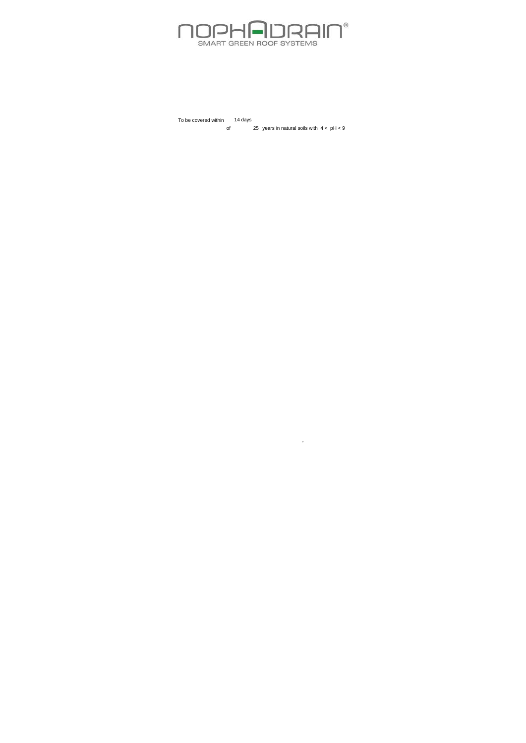To be covered within 14 days

of 25 years in natural soils with 4 < pH < 9

°